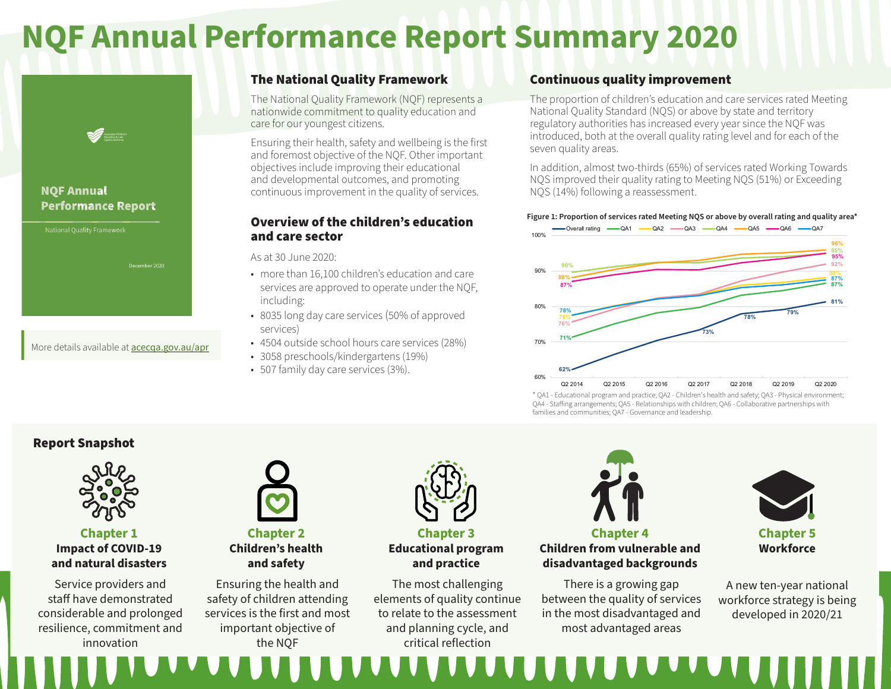# NQF Annual Performance Report Summary 2020

**NQF Annual Performance Report**

National Quality Framework

December 2020

More details available at acecqa.gov.au/apr

## The National Quality Framework

The National Quality Framework (NQF) represents a nationwide commitment to quality education and care for our youngest citizens.

Ensuring their health, safety and wellbeing is the first and foremost objective of the NQF. Other important objectives include improving their educational and developmental outcomes, and promoting continuous improvement in the quality of services.

## Overview of the children's education and care sector

As at 30 June 2020:

- more than 16,100 children's education and care services are approved to operate under the NQF, including:
- 8035 long day care services (50% of approved services)
- 4504 outside school hours care services (28%)
- 3058 preschools/kindergartens (19%)
- 507 family day care services (3%).

## Continuous quality improvement

The proportion of children's education and care services rated Meeting National Quality Standard (NQS) or above by state and territory regulatory authorities has increased every year since the NQF was introduced, both at the overall quality rating level and for each of the seven quality areas.

In addition, almost two-thirds (65%) of services rated Working Towards NQS improved their quality rating to Meeting NQS (51%) or Exceeding NQS (14%) following a reassessment.

**Figure 1: Proportion of services rated Meeting NQS or above by overall rating and quality area***

| | Q2 2014 | Q2 2017 | Q2 2018 | Q2 2019 | Q2 2020 |
|---|---|---|---|---|---|
| Overall rating | 62% | 73% | 78% | 79% | 81% |
| QA1 | 71% | | | | 87% |
| QA2 | 78% | | | | 88% |
| QA3 | 76% | | | | 92% |
| QA4 | 90% | | | | 95% |
| QA5 | 88% | | | | 96% |
| QA6 | 87% | | | | 95% |
| QA7 | 78% | | | | 87% |

\* QA1 - Educational program and practice; QA2 - Children's health and safety; QA3 - Physical environment; QA4 - Staffing arrangements; QA5 - Relationships with children; QA6 - Collaborative partnerships with families and communities; QA7 - Governance and leadership.

## Report Snapshot

**Chapter 1**
**Impact of COVID-19 and natural disasters**

Service providers and staff have demonstrated considerable and prolonged resilience, commitment and innovation

**Chapter 2**
**Children's health and safety**

Ensuring the health and safety of children attending services is the first and most important objective of the NQF

**Chapter 3**
**Educational program and practice**

The most challenging elements of quality continue to relate to the assessment and planning cycle, and critical reflection

**Chapter 4**
**Children from vulnerable and disadvantaged backgrounds**

There is a growing gap between the quality of services in the most disadvantaged and most advantaged areas

**Chapter 5**
**Workforce**

A new ten-year national workforce strategy is being developed in 2020/21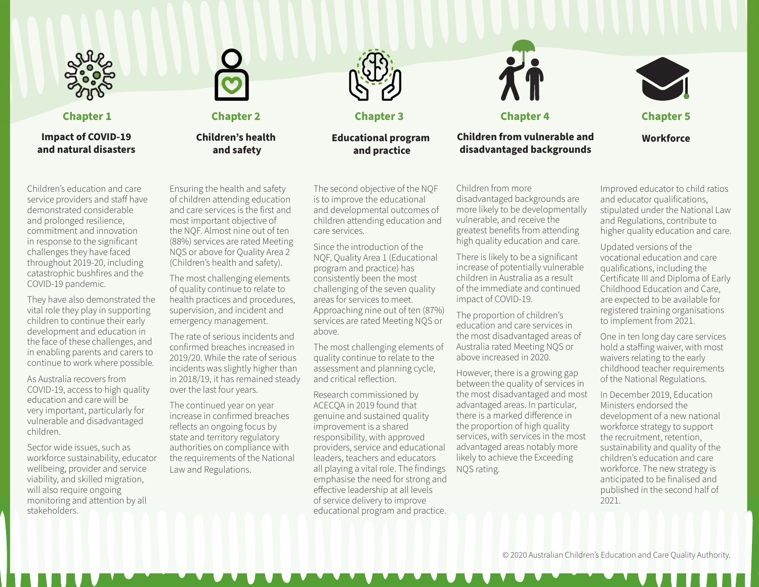## Chapter 1

### Impact of COVID-19 and natural disasters

Children's education and care service providers and staff have demonstrated considerable and prolonged resilience, commitment and innovation in response to the significant challenges they have faced throughout 2019-20, including catastrophic bushfires and the COVID-19 pandemic.

They have also demonstrated the vital role they play in supporting children to continue their early development and education in the face of these challenges, and in enabling parents and carers to continue to work where possible.

As Australia recovers from COVID-19, access to high quality education and care will be very important, particularly for vulnerable and disadvantaged children.

Sector wide issues, such as workforce sustainability, educator wellbeing, provider and service viability, and skilled migration, will also require ongoing monitoring and attention by all stakeholders.

## Chapter 2

### Children's health and safety

Ensuring the health and safety of children attending education and care services is the first and most important objective of the NQF. Almost nine out of ten (88%) services are rated Meeting NQS or above for Quality Area 2 (Children's health and safety).

The most challenging elements of quality continue to relate to health practices and procedures, supervision, and incident and emergency management.

The rate of serious incidents and confirmed breaches increased in 2019/20. While the rate of serious incidents was slightly higher than in 2018/19, it has remained steady over the last four years.

The continued year on year increase in confirmed breaches reflects an ongoing focus by state and territory regulatory authorities on compliance with the requirements of the National Law and Regulations.

## Chapter 3

### Educational program and practice

The second objective of the NQF is to improve the educational and developmental outcomes of children attending education and care services.

Since the introduction of the NQF, Quality Area 1 (Educational program and practice) has consistently been the most challenging of the seven quality areas for services to meet. Approaching nine out of ten (87%) services are rated Meeting NQS or above.

The most challenging elements of quality continue to relate to the assessment and planning cycle, and critical reflection.

Research commissioned by ACECQA in 2019 found that genuine and sustained quality improvement is a shared responsibility, with approved providers, service and educational leaders, teachers and educators all playing a vital role. The findings emphasise the need for strong and effective leadership at all levels of service delivery to improve educational program and practice.

## Chapter 4

### Children from vulnerable and disadvantaged backgrounds

Children from more disadvantaged backgrounds are more likely to be developmentally vulnerable, and receive the greatest benefits from attending high quality education and care.

There is likely to be a significant increase of potentially vulnerable children in Australia as a result of the immediate and continued impact of COVID-19.

The proportion of children's education and care services in the most disadvantaged areas of Australia rated Meeting NQS or above increased in 2020.

However, there is a growing gap between the quality of services in the most disadvantaged and most advantaged areas. In particular, there is a marked difference in the proportion of high quality services, with services in the most advantaged areas notably more likely to achieve the Exceeding NQS rating.

## Chapter 5

### Workforce

Improved educator to child ratios and educator qualifications, stipulated under the National Law and Regulations, contribute to higher quality education and care.

Updated versions of the vocational education and care qualifications, including the Certificate III and Diploma of Early Childhood Education and Care, are expected to be available for registered training organisations to implement from 2021.

One in ten long day care services hold a staffing waiver, with most waivers relating to the early childhood teacher requirements of the National Regulations.

In December 2019, Education Ministers endorsed the development of a new national workforce strategy to support the recruitment, retention, sustainability and quality of the children's education and care workforce. The new strategy is anticipated to be finalised and published in the second half of 2021.

© 2020 Australian Children's Education and Care Quality Authority.